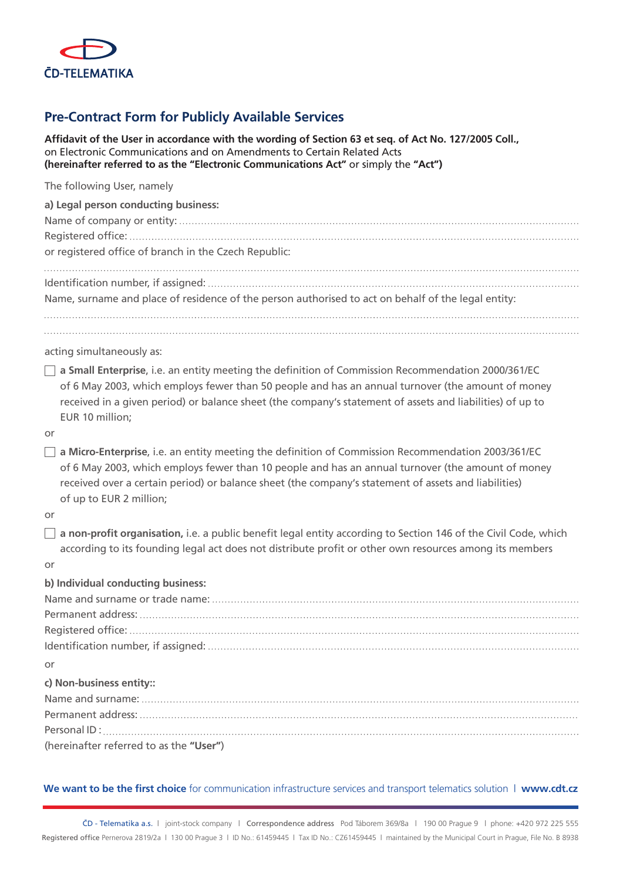ČD-TELEMATIKA

# Pre-Contract Form for Publicly Available Services

**Affidavit of the User in accordance with the wording of Section 63 et seq. of Act No. 127/2005 Coll.,** on Electronic Communications and on Amendments to Certain Related Acts **(hereinafter referred to as the "Electronic Communications Act"** or simply the **"Act")**

The following User, namely

**a) Legal person conducting business:**

Name of company or entity: ..............................................................................................................................

Registered office: .............................................................................................................................................

or registered office of branch in the Czech Republic:

...........................................................................................................................................................................

Identification number, if assigned: ..................................................................................................................

Name, surname and place of residence of the person authorised to act on behalf of the legal entity:

...........................................................................................................................................................................

...........................................................................................................................................................................

acting simultaneously as:

☐ **a Small Enterprise**, i.e. an entity meeting the definition of Commission Recommendation 2000/361/EC of 6 May 2003, which employs fewer than 50 people and has an annual turnover (the amount of money received in a given period) or balance sheet (the company's statement of assets and liabilities) of up to EUR 10 million;

or

☐ **a Micro-Enterprise**, i.e. an entity meeting the definition of Commission Recommendation 2003/361/EC of 6 May 2003, which employs fewer than 10 people and has an annual turnover (the amount of money received over a certain period) or balance sheet (the company's statement of assets and liabilities) of up to EUR 2 million;

or

☐ **a non-profit organisation,** i.e. a public benefit legal entity according to Section 146 of the Civil Code, which according to its founding legal act does not distribute profit or other own resources among its members

or

**b) Individual conducting business:**

Name and surname or trade name: ..................................................................................................................

Permanent address: ..........................................................................................................................................

Registered office: ..............................................................................................................................................

Identification number, if assigned: ..................................................................................................................

or

**c) Non-business entity::**

Name and surname: ..........................................................................................................................................

Permanent address: ..........................................................................................................................................

Personal ID : ......................................................................................................................................................

(hereinafter referred to as the **"User"**)

**We want to be the first choice** for communication infrastructure services and transport telematics solution | **www.cdt.cz**

ČD - Telematika a.s. | joint-stock company | Correspondence address Pod Táborem 369/8a | 190 00 Prague 9 | phone: +420 972 225 555
Registered office Pernerova 2819/2a | 130 00 Prague 3 | ID No.: 61459445 | Tax ID No.: CZ61459445 | maintained by the Municipal Court in Prague, File No. B 8938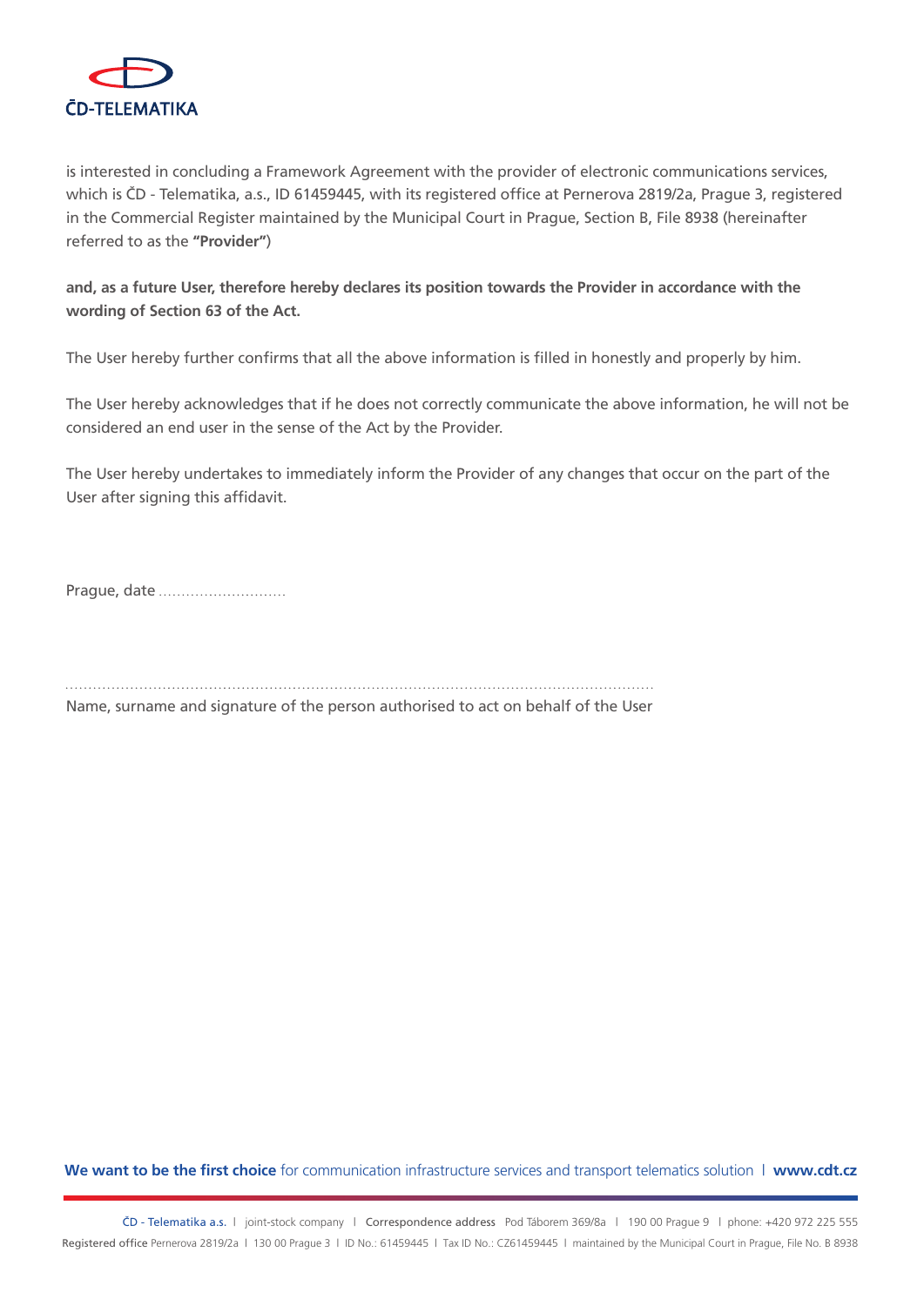is interested in concluding a Framework Agreement with the provider of electronic communications services, which is ČD - Telematika, a.s., ID 61459445, with its registered office at Pernerova 2819/2a, Prague 3, registered in the Commercial Register maintained by the Municipal Court in Prague, Section B, File 8938 (hereinafter referred to as the **"Provider"**)

**and, as a future User, therefore hereby declares its position towards the Provider in accordance with the wording of Section 63 of the Act.**

The User hereby further confirms that all the above information is filled in honestly and properly by him.

The User hereby acknowledges that if he does not correctly communicate the above information, he will not be considered an end user in the sense of the Act by the Provider.

The User hereby undertakes to immediately inform the Provider of any changes that occur on the part of the User after signing this affidavit.

Prague, date ............................

..........................................................................................................................

Name, surname and signature of the person authorised to act on behalf of the User